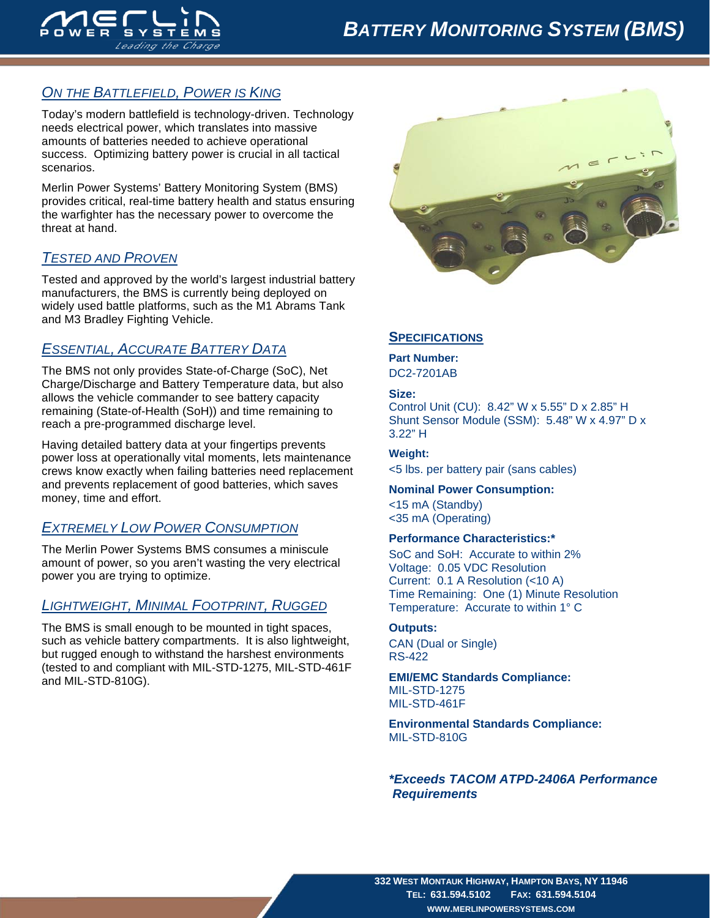# BATTERY MONITORING SYSTEM (BMS)

## ON THE BATTLEFIELD, POWER IS KING

Today's modern battlefield is technology-driven. Technology needs electrical power, which translates into massive amounts of batteries needed to achieve operational success. Optimizing battery power is crucial in all tactical scenarios.

Merlin Power Systems' Battery Monitoring System (BMS) provides critical, real-time battery health and status ensuring the warfighter has the necessary power to overcome the threat at hand.

## TESTED AND PROVEN

Tested and approved by the world's largest industrial battery manufacturers, the BMS is currently being deployed on widely used battle platforms, such as the M1 Abrams Tank and M3 Bradley Fighting Vehicle.

## ESSENTIAL, ACCURATE BATTERY DATA

The BMS not only provides State-of-Charge (SoC), Net Charge/Discharge and Battery Temperature data, but also allows the vehicle commander to see battery capacity remaining (State-of-Health (SoH)) and time remaining to reach a pre-programmed discharge level.

Having detailed battery data at your fingertips prevents power loss at operationally vital moments, lets maintenance crews know exactly when failing batteries need replacement and prevents replacement of good batteries, which saves money, time and effort.

## EXTREMELY LOW POWER CONSUMPTION

The Merlin Power Systems BMS consumes a miniscule amount of power, so you aren't wasting the very electrical power you are trying to optimize.

## LIGHTWEIGHT, MINIMAL FOOTPRINT, RUGGED

The BMS is small enough to be mounted in tight spaces, such as vehicle battery compartments. It is also lightweight, but rugged enough to withstand the harshest environments (tested to and compliant with MIL-STD-1275, MIL-STD-461F and MIL-STD-810G).

## SPECIFICATIONS

**Part Number:**
DC2-7201AB

**Size:**
Control Unit (CU): 8.42" W x 5.55" D x 2.85" H
Shunt Sensor Module (SSM): 5.48" W x 4.97" D x 3.22" H

**Weight:**
<5 lbs. per battery pair (sans cables)

**Nominal Power Consumption:**
<15 mA (Standby)
<35 mA (Operating)

**Performance Characteristics:***
SoC and SoH: Accurate to within 2%
Voltage: 0.05 VDC Resolution
Current: 0.1 A Resolution (<10 A)
Time Remaining: One (1) Minute Resolution
Temperature: Accurate to within 1° C

**Outputs:**
CAN (Dual or Single)
RS-422

**EMI/EMC Standards Compliance:**
MIL-STD-1275
MIL-STD-461F

**Environmental Standards Compliance:**
MIL-STD-810G

***Exceeds TACOM ATPD-2406A Performance Requirements***

332 WEST MONTAUK HIGHWAY, HAMPTON BAYS, NY 11946
TEL: 631.594.5102 FAX: 631.594.5104
WWW.MERLINPOWERSYSTEMS.COM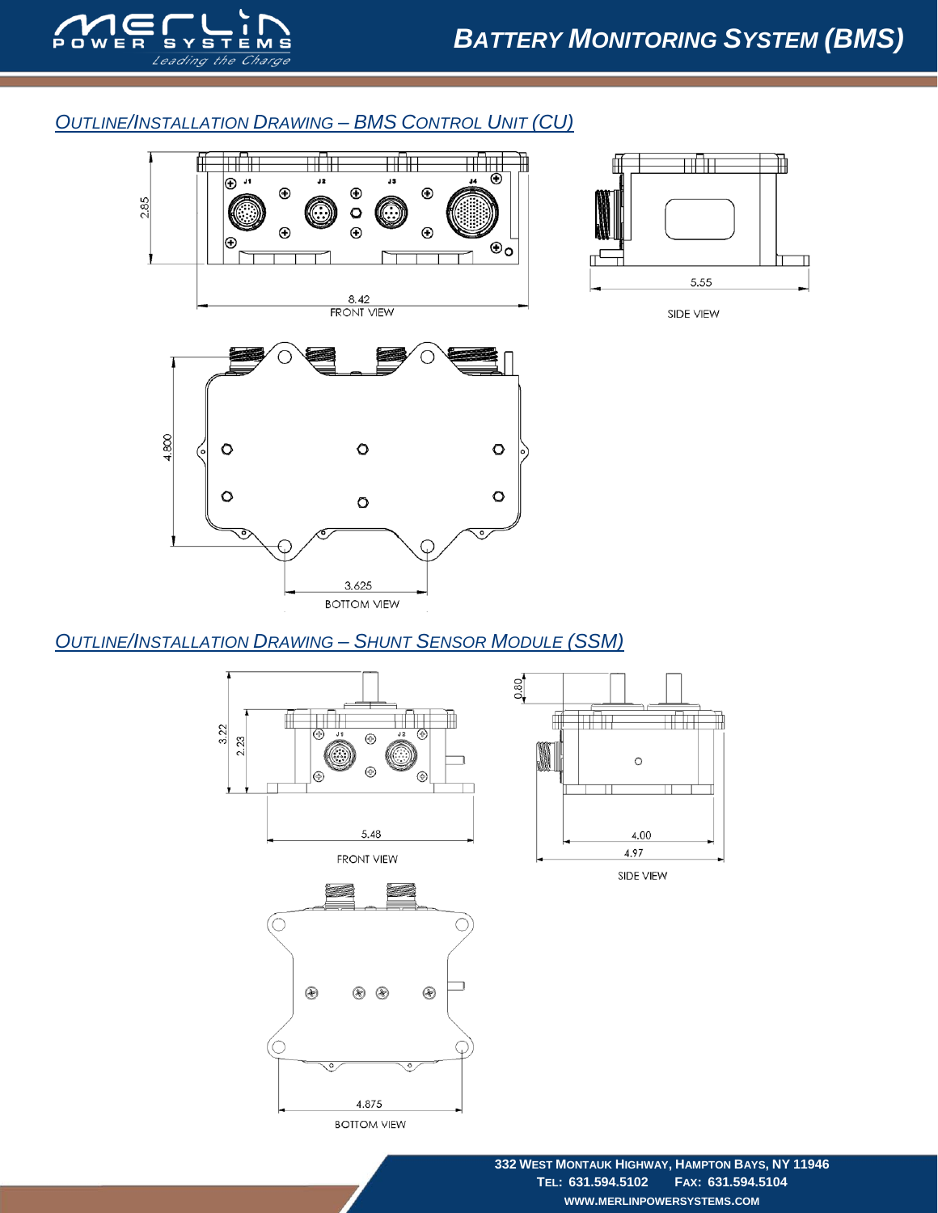## OUTLINE/INSTALLATION DRAWING – BMS CONTROL UNIT (CU)

2.85

J1 J2 J3 J4

8.42

FRONT VIEW

5.55

SIDE VIEW

4.800

3.625

BOTTOM VIEW

## OUTLINE/INSTALLATION DRAWING – SHUNT SENSOR MODULE (SSM)

3.22

2.23

J1 J2

5.48

FRONT VIEW

0.80

4.00

4.97

SIDE VIEW

4.875

BOTTOM VIEW

332 WEST MONTAUK HIGHWAY, HAMPTON BAYS, NY 11946
TEL: 631.594.5102  FAX: 631.594.5104
WWW.MERLINPOWERSYSTEMS.COM